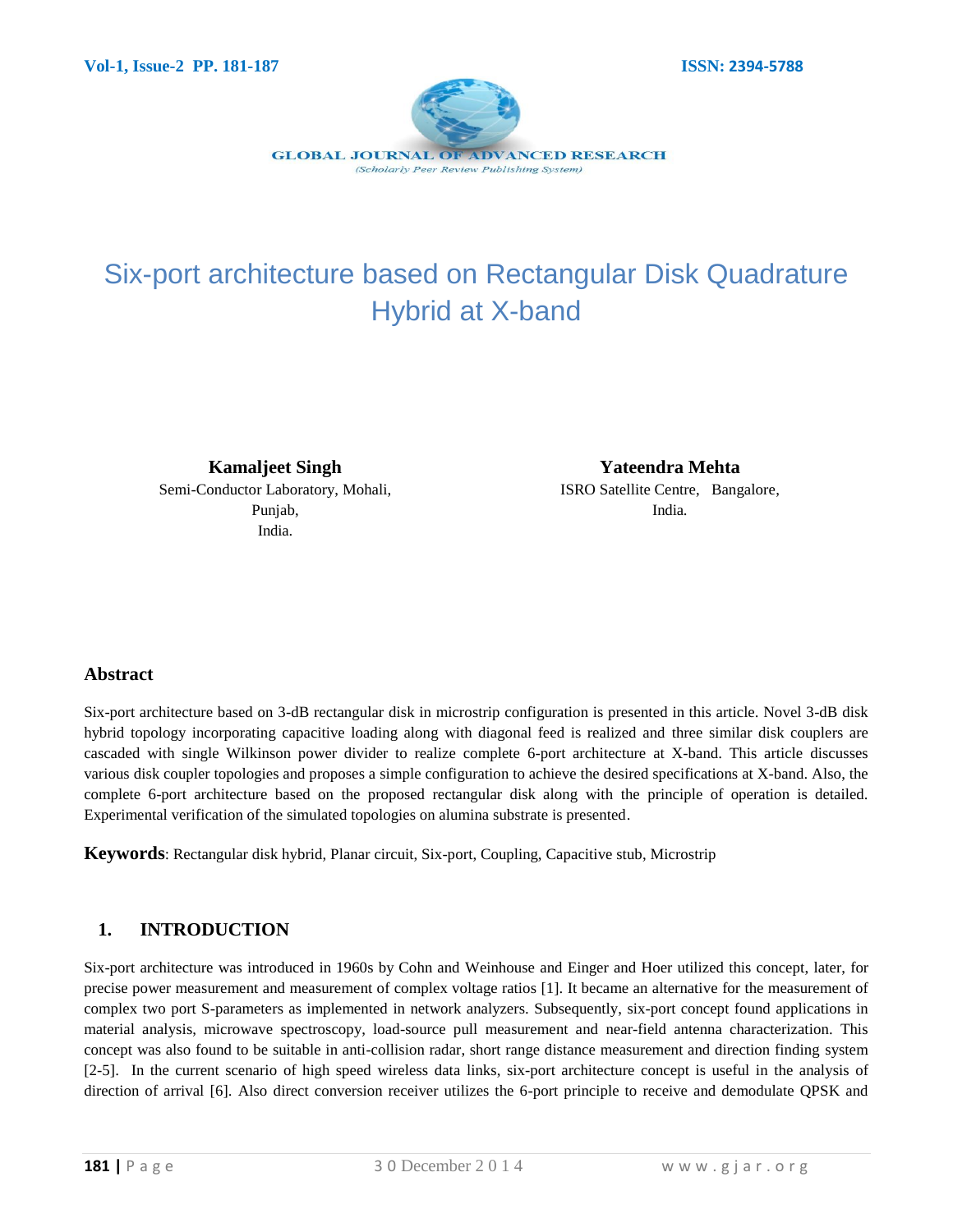# Six-port architecture based on Rectangular Disk Quadrature Hybrid at X-band

**Kamaljeet Singh**
Semi-Conductor Laboratory, Mohali, Punjab, India.

**Yateendra Mehta**
ISRO Satellite Centre, Bangalore, India.

## Abstract

Six-port architecture based on 3-dB rectangular disk in microstrip configuration is presented in this article. Novel 3-dB disk hybrid topology incorporating capacitive loading along with diagonal feed is realized and three similar disk couplers are cascaded with single Wilkinson power divider to realize complete 6-port architecture at X-band. This article discusses various disk coupler topologies and proposes a simple configuration to achieve the desired specifications at X-band. Also, the complete 6-port architecture based on the proposed rectangular disk along with the principle of operation is detailed. Experimental verification of the simulated topologies on alumina substrate is presented.

**Keywords**: Rectangular disk hybrid, Planar circuit, Six-port, Coupling, Capacitive stub, Microstrip

## 1. INTRODUCTION

Six-port architecture was introduced in 1960s by Cohn and Weinhouse and Einger and Hoer utilized this concept, later, for precise power measurement and measurement of complex voltage ratios [1]. It became an alternative for the measurement of complex two port S-parameters as implemented in network analyzers. Subsequently, six-port concept found applications in material analysis, microwave spectroscopy, load-source pull measurement and near-field antenna characterization. This concept was also found to be suitable in anti-collision radar, short range distance measurement and direction finding system [2-5]. In the current scenario of high speed wireless data links, six-port architecture concept is useful in the analysis of direction of arrival [6]. Also direct conversion receiver utilizes the 6-port principle to receive and demodulate QPSK and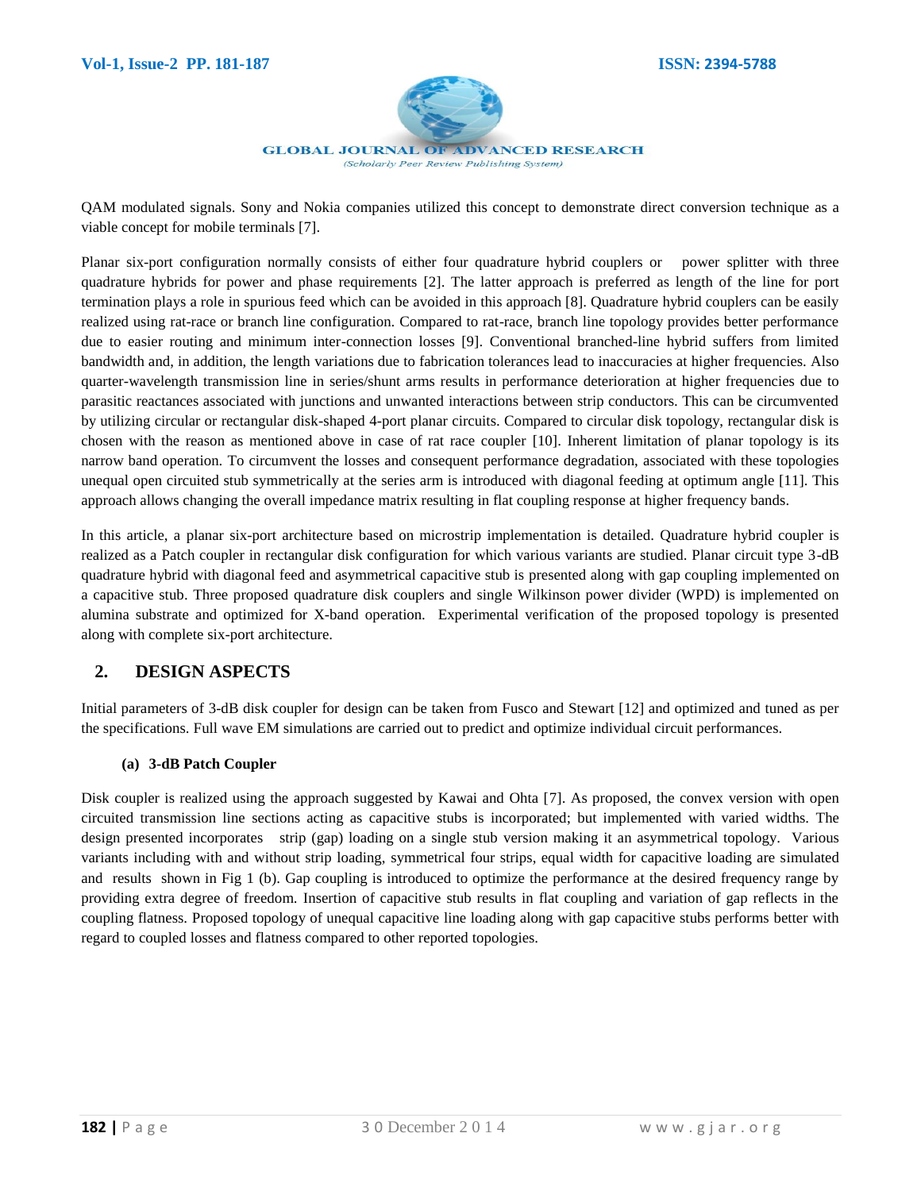QAM modulated signals. Sony and Nokia companies utilized this concept to demonstrate direct conversion technique as a viable concept for mobile terminals [7].

Planar six-port configuration normally consists of either four quadrature hybrid couplers or power splitter with three quadrature hybrids for power and phase requirements [2]. The latter approach is preferred as length of the line for port termination plays a role in spurious feed which can be avoided in this approach [8]. Quadrature hybrid couplers can be easily realized using rat-race or branch line configuration. Compared to rat-race, branch line topology provides better performance due to easier routing and minimum inter-connection losses [9]. Conventional branched-line hybrid suffers from limited bandwidth and, in addition, the length variations due to fabrication tolerances lead to inaccuracies at higher frequencies. Also quarter-wavelength transmission line in series/shunt arms results in performance deterioration at higher frequencies due to parasitic reactances associated with junctions and unwanted interactions between strip conductors. This can be circumvented by utilizing circular or rectangular disk-shaped 4-port planar circuits. Compared to circular disk topology, rectangular disk is chosen with the reason as mentioned above in case of rat race coupler [10]. Inherent limitation of planar topology is its narrow band operation. To circumvent the losses and consequent performance degradation, associated with these topologies unequal open circuited stub symmetrically at the series arm is introduced with diagonal feeding at optimum angle [11]. This approach allows changing the overall impedance matrix resulting in flat coupling response at higher frequency bands.

In this article, a planar six-port architecture based on microstrip implementation is detailed. Quadrature hybrid coupler is realized as a Patch coupler in rectangular disk configuration for which various variants are studied. Planar circuit type 3-dB quadrature hybrid with diagonal feed and asymmetrical capacitive stub is presented along with gap coupling implemented on a capacitive stub. Three proposed quadrature disk couplers and single Wilkinson power divider (WPD) is implemented on alumina substrate and optimized for X-band operation. Experimental verification of the proposed topology is presented along with complete six-port architecture.

## 2. DESIGN ASPECTS

Initial parameters of 3-dB disk coupler for design can be taken from Fusco and Stewart [12] and optimized and tuned as per the specifications. Full wave EM simulations are carried out to predict and optimize individual circuit performances.

### (a) 3-dB Patch Coupler

Disk coupler is realized using the approach suggested by Kawai and Ohta [7]. As proposed, the convex version with open circuited transmission line sections acting as capacitive stubs is incorporated; but implemented with varied widths. The design presented incorporates strip (gap) loading on a single stub version making it an asymmetrical topology. Various variants including with and without strip loading, symmetrical four strips, equal width for capacitive loading are simulated and results shown in Fig 1 (b). Gap coupling is introduced to optimize the performance at the desired frequency range by providing extra degree of freedom. Insertion of capacitive stub results in flat coupling and variation of gap reflects in the coupling flatness. Proposed topology of unequal capacitive line loading along with gap capacitive stubs performs better with regard to coupled losses and flatness compared to other reported topologies.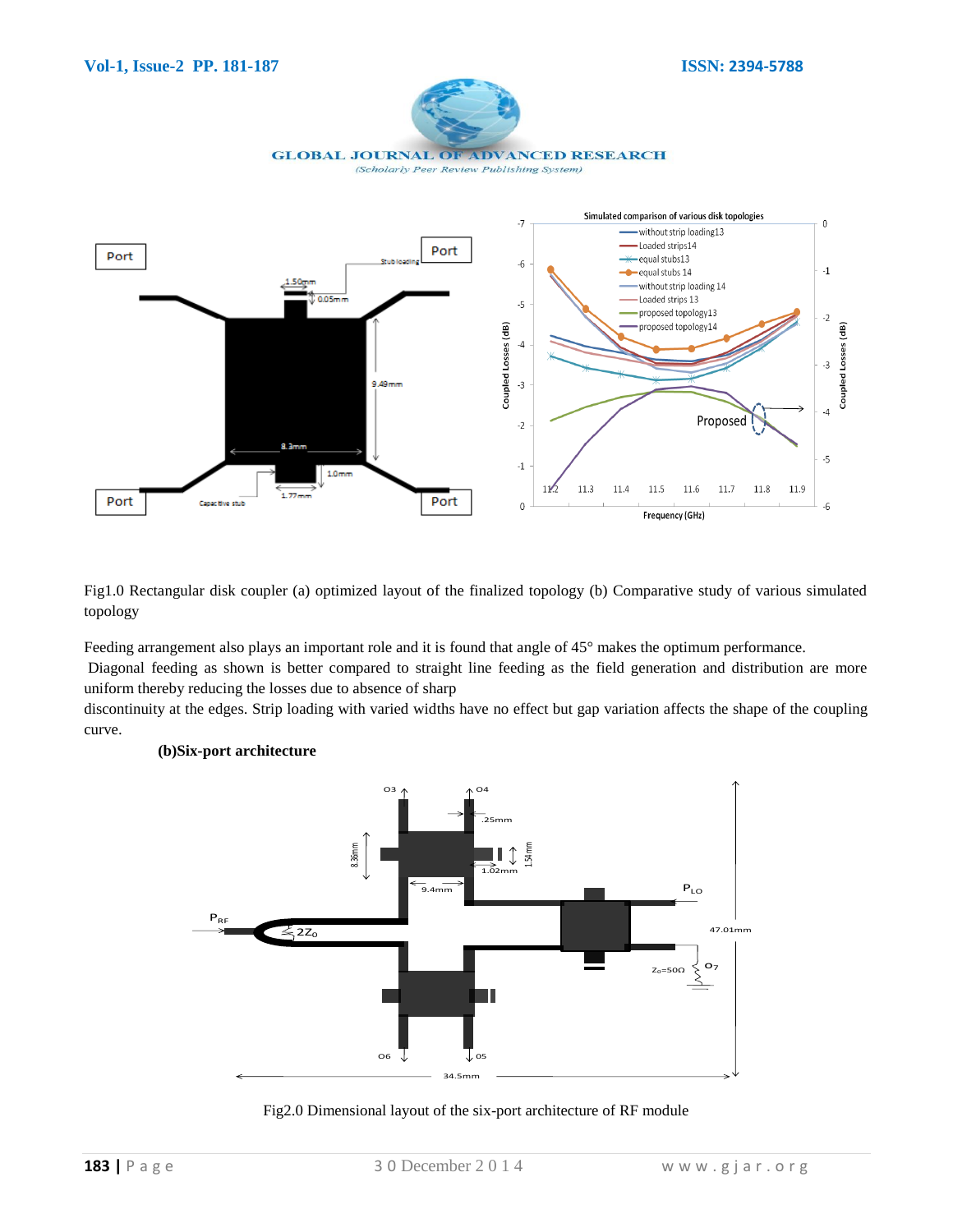Fig1.0 Rectangular disk coupler (a) optimized layout of the finalized topology (b) Comparative study of various simulated topology

Feeding arrangement also plays an important role and it is found that angle of 45° makes the optimum performance.
 Diagonal feeding as shown is better compared to straight line feeding as the field generation and distribution are more uniform thereby reducing the losses due to absence of sharp
discontinuity at the edges. Strip loading with varied widths have no effect but gap variation affects the shape of the coupling curve.

**(b)Six-port architecture**

Fig2.0 Dimensional layout of the six-port architecture of RF module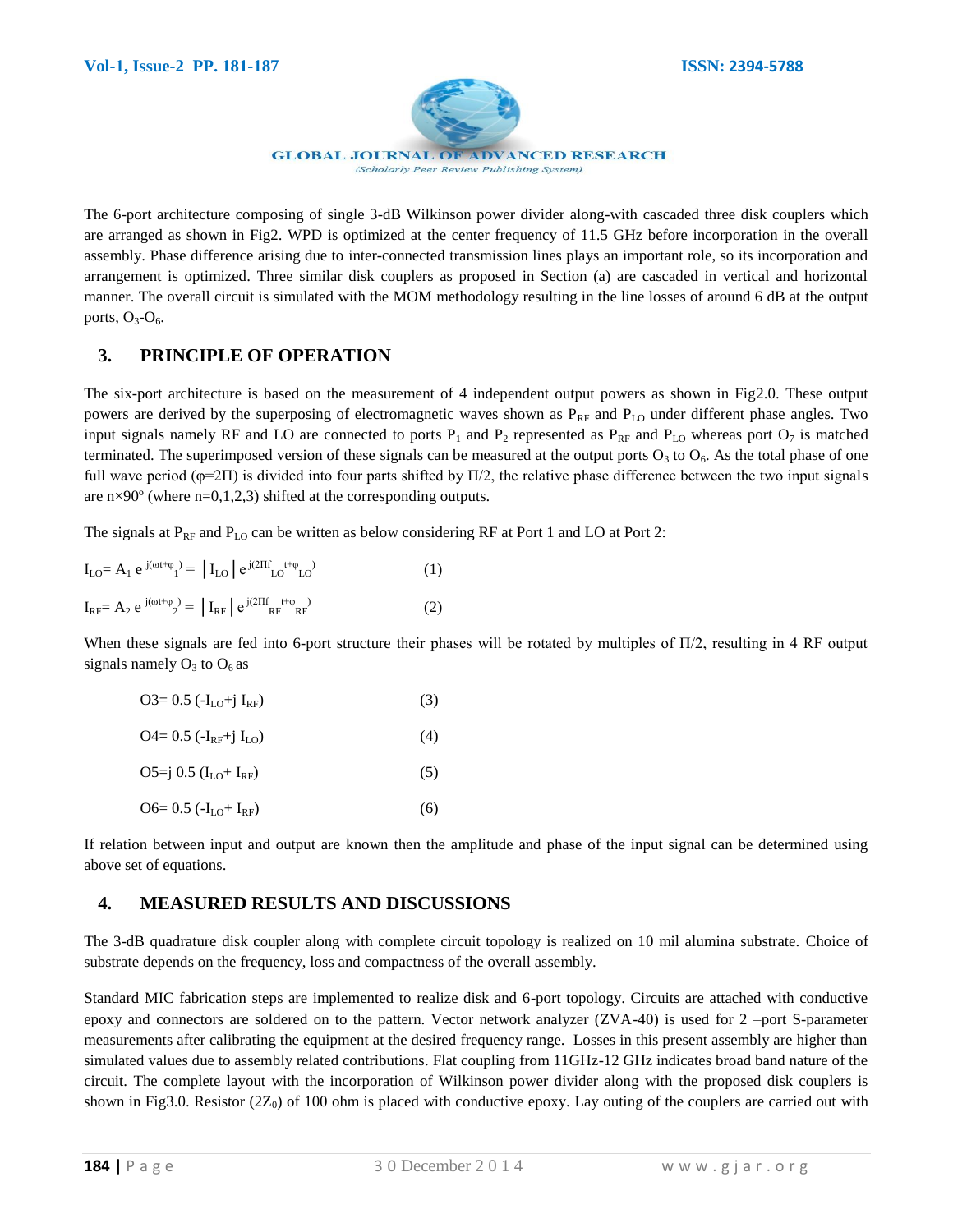The 6-port architecture composing of single 3-dB Wilkinson power divider along-with cascaded three disk couplers which are arranged as shown in Fig2. WPD is optimized at the center frequency of 11.5 GHz before incorporation in the overall assembly. Phase difference arising due to inter-connected transmission lines plays an important role, so its incorporation and arrangement is optimized. Three similar disk couplers as proposed in Section (a) are cascaded in vertical and horizontal manner. The overall circuit is simulated with the MOM methodology resulting in the line losses of around 6 dB at the output ports, $O_3$-$O_6$.

## 3. PRINCIPLE OF OPERATION

The six-port architecture is based on the measurement of 4 independent output powers as shown in Fig2.0. These output powers are derived by the superposing of electromagnetic waves shown as $P_{RF}$ and $P_{LO}$ under different phase angles. Two input signals namely RF and LO are connected to ports $P_1$ and $P_2$ represented as $P_{RF}$ and $P_{LO}$ whereas port $O_7$ is matched terminated. The superimposed version of these signals can be measured at the output ports $O_3$ to $O_6$. As the total phase of one full wave period ($\varphi=2\Pi$) is divided into four parts shifted by $\Pi/2$, the relative phase difference between the two input signals are $n\times90^o$ (where n=0,1,2,3) shifted at the corresponding outputs.

The signals at $P_{RF}$ and $P_{LO}$ can be written as below considering RF at Port 1 and LO at Port 2:

$$I_{LO}= A_1\, e^{j(\omega t+\varphi_1)} = |I_{LO}|\, e^{j(2\Pi f_{LO} t+\varphi_{LO})} \quad (1)$$

$$I_{RF}= A_2\, e^{j(\omega t+\varphi_2)} = |I_{RF}|\, e^{j(2\Pi f_{RF} t+\varphi_{RF})} \quad (2)$$

When these signals are fed into 6-port structure their phases will be rotated by multiples of $\Pi/2$, resulting in 4 RF output signals namely $O_3$ to $O_6$ as

$$O3= 0.5\,(-I_{LO}+j\, I_{RF}) \quad (3)$$

$$O4= 0.5\,(-I_{RF}+j\, I_{LO}) \quad (4)$$

$$O5=j\, 0.5\,(I_{LO}+ I_{RF}) \quad (5)$$

$$O6= 0.5\,(-I_{LO}+ I_{RF}) \quad (6)$$

If relation between input and output are known then the amplitude and phase of the input signal can be determined using above set of equations.

## 4. MEASURED RESULTS AND DISCUSSIONS

The 3-dB quadrature disk coupler along with complete circuit topology is realized on 10 mil alumina substrate. Choice of substrate depends on the frequency, loss and compactness of the overall assembly.

Standard MIC fabrication steps are implemented to realize disk and 6-port topology. Circuits are attached with conductive epoxy and connectors are soldered on to the pattern. Vector network analyzer (ZVA-40) is used for 2 –port S-parameter measurements after calibrating the equipment at the desired frequency range. Losses in this present assembly are higher than simulated values due to assembly related contributions. Flat coupling from 11GHz-12 GHz indicates broad band nature of the circuit. The complete layout with the incorporation of Wilkinson power divider along with the proposed disk couplers is shown in Fig3.0. Resistor ($2Z_0$) of 100 ohm is placed with conductive epoxy. Lay outing of the couplers are carried out with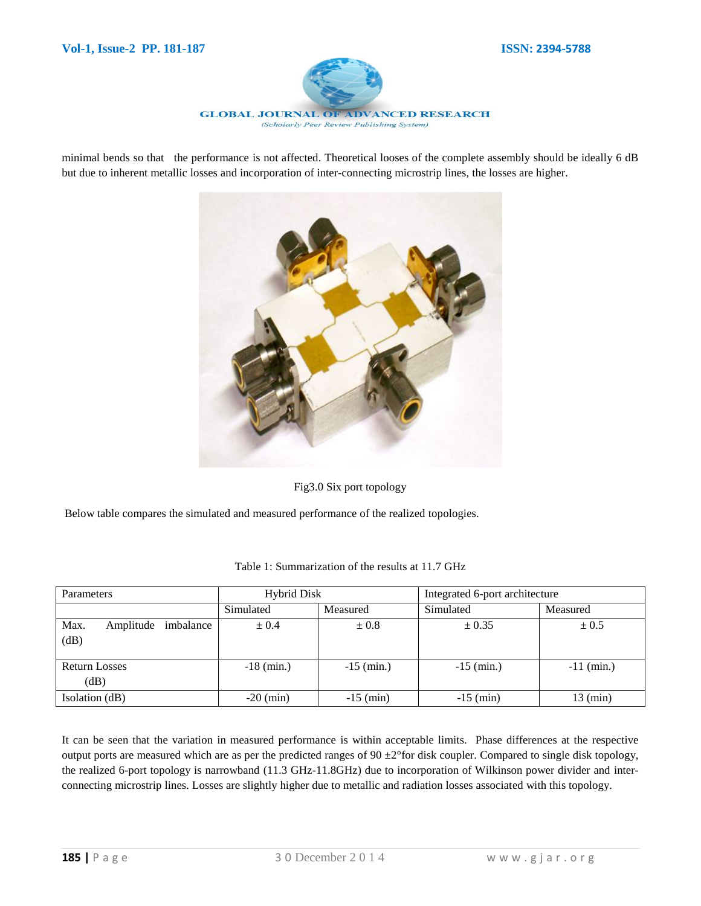minimal bends so that the performance is not affected. Theoretical looses of the complete assembly should be ideally 6 dB but due to inherent metallic losses and incorporation of inter-connecting microstrip lines, the losses are higher.

Fig3.0 Six port topology

Below table compares the simulated and measured performance of the realized topologies.

Table 1: Summarization of the results at 11.7 GHz

| Parameters | Hybrid Disk | | Integrated 6-port architecture | |
|---|---|---|---|---|
| | Simulated | Measured | Simulated | Measured |
| Max. Amplitude imbalance (dB) | ± 0.4 | ± 0.8 | ± 0.35 | ± 0.5 |
| Return Losses (dB) | -18 (min.) | -15 (min.) | -15 (min.) | -11 (min.) |
| Isolation (dB) | -20 (min) | -15 (min) | -15 (min) | 13 (min) |

It can be seen that the variation in measured performance is within acceptable limits. Phase differences at the respective output ports are measured which are as per the predicted ranges of 90 ±2°for disk coupler. Compared to single disk topology, the realized 6-port topology is narrowband (11.3 GHz-11.8GHz) due to incorporation of Wilkinson power divider and inter-connecting microstrip lines. Losses are slightly higher due to metallic and radiation losses associated with this topology.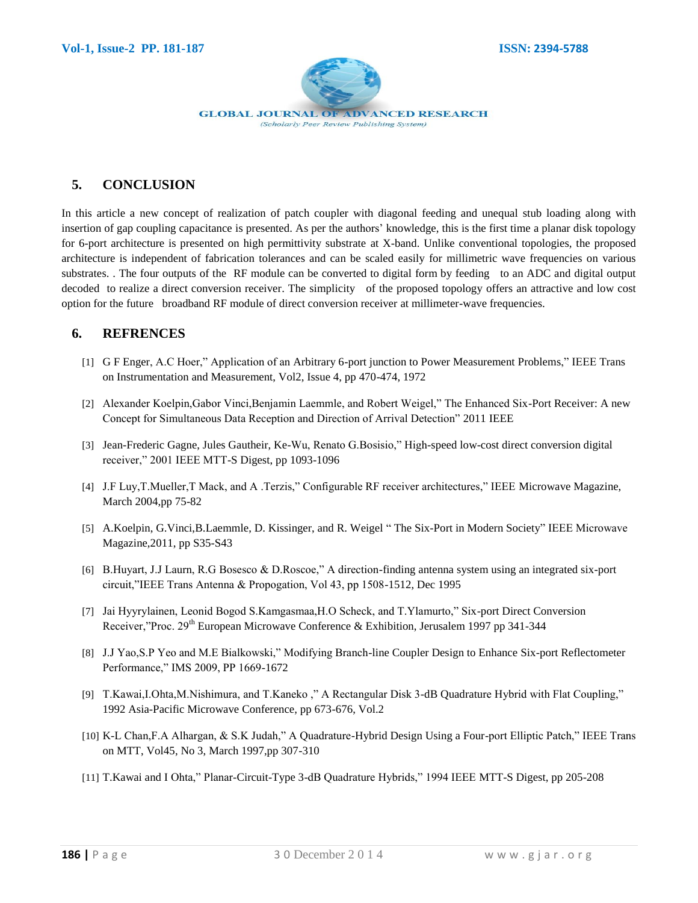## 5. CONCLUSION

In this article a new concept of realization of patch coupler with diagonal feeding and unequal stub loading along with insertion of gap coupling capacitance is presented. As per the authors' knowledge, this is the first time a planar disk topology for 6-port architecture is presented on high permittivity substrate at X-band. Unlike conventional topologies, the proposed architecture is independent of fabrication tolerances and can be scaled easily for millimetric wave frequencies on various substrates. . The four outputs of the RF module can be converted to digital form by feeding to an ADC and digital output decoded to realize a direct conversion receiver. The simplicity of the proposed topology offers an attractive and low cost option for the future broadband RF module of direct conversion receiver at millimeter-wave frequencies.

## 6. REFRENCES

[1] G F Enger, A.C Hoer," Application of an Arbitrary 6-port junction to Power Measurement Problems," IEEE Trans on Instrumentation and Measurement, Vol2, Issue 4, pp 470-474, 1972

[2] Alexander Koelpin,Gabor Vinci,Benjamin Laemmle, and Robert Weigel," The Enhanced Six-Port Receiver: A new Concept for Simultaneous Data Reception and Direction of Arrival Detection" 2011 IEEE

[3] Jean-Frederic Gagne, Jules Gautheir, Ke-Wu, Renato G.Bosisio," High-speed low-cost direct conversion digital receiver," 2001 IEEE MTT-S Digest, pp 1093-1096

[4] J.F Luy,T.Mueller,T Mack, and A .Terzis," Configurable RF receiver architectures," IEEE Microwave Magazine, March 2004,pp 75-82

[5] A.Koelpin, G.Vinci,B.Laemmle, D. Kissinger, and R. Weigel " The Six-Port in Modern Society" IEEE Microwave Magazine,2011, pp S35-S43

[6] B.Huyart, J.J Laurn, R.G Bosesco & D.Roscoe," A direction-finding antenna system using an integrated six-port circuit,"IEEE Trans Antenna & Propogation, Vol 43, pp 1508-1512, Dec 1995

[7] Jai Hyyrylainen, Leonid Bogod S.Kamgasmaa,H.O Scheck, and T.Ylamurto," Six-port Direct Conversion Receiver,"Proc. 29th European Microwave Conference & Exhibition, Jerusalem 1997 pp 341-344

[8] J.J Yao,S.P Yeo and M.E Bialkowski," Modifying Branch-line Coupler Design to Enhance Six-port Reflectometer Performance," IMS 2009, PP 1669-1672

[9] T.Kawai,I.Ohta,M.Nishimura, and T.Kaneko ," A Rectangular Disk 3-dB Quadrature Hybrid with Flat Coupling," 1992 Asia-Pacific Microwave Conference, pp 673-676, Vol.2

[10] K-L Chan,F.A Alhargan, & S.K Judah," A Quadrature-Hybrid Design Using a Four-port Elliptic Patch," IEEE Trans on MTT, Vol45, No 3, March 1997,pp 307-310

[11] T.Kawai and I Ohta," Planar-Circuit-Type 3-dB Quadrature Hybrids," 1994 IEEE MTT-S Digest, pp 205-208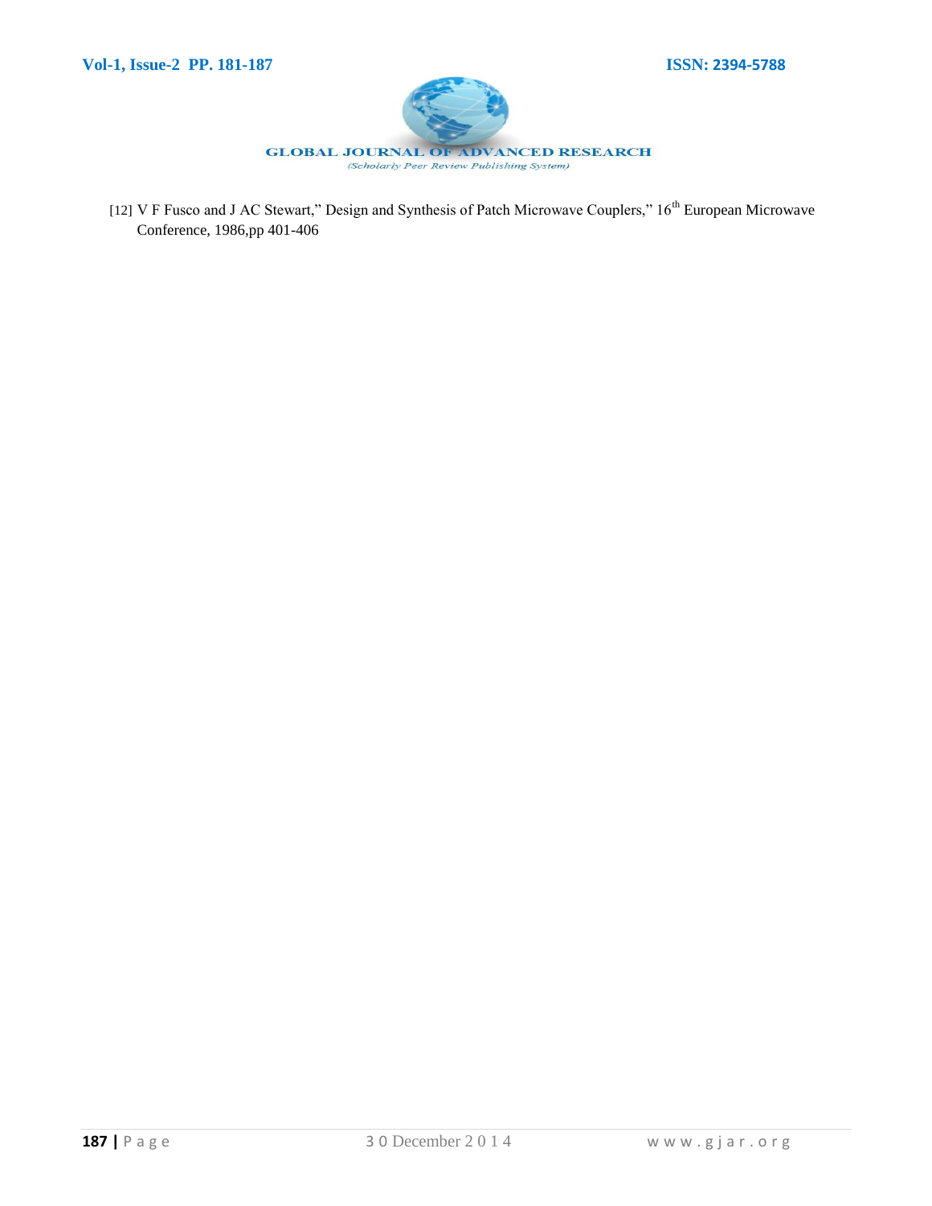[12] V F Fusco and J AC Stewart," Design and Synthesis of Patch Microwave Couplers," 16th European Microwave Conference, 1986,pp 401-406